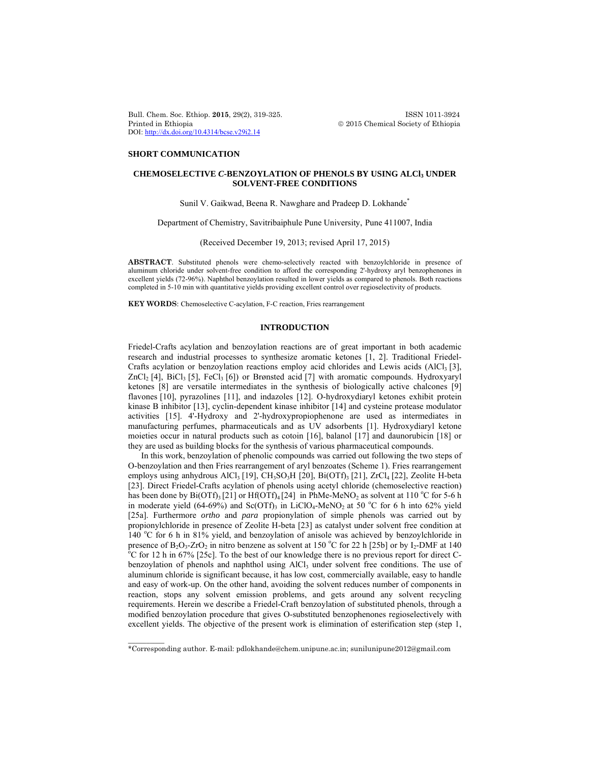## SHORT COMMUNICATION

# CHEMOSELECTIVE *C*-BENZOYLATION OF PHENOLS BY USING $AlCl_3$ UNDER SOLVENT-FREE CONDITIONS

Sunil V. Gaikwad, Beena R. Nawghare and Pradeep D. Lokhande*

Department of Chemistry, Savitribaiphule Pune University, Pune 411007, India

(Received December 19, 2013; revised April 17, 2015)

**ABSTRACT**. Substituted phenols were chemo-selectively reacted with benzoylchloride in presence of aluminum chloride under solvent-free condition to afford the corresponding 2'-hydroxy aryl benzophenones in excellent yields (72-96%). Naphthol benzoylation resulted in lower yields as compared to phenols. Both reactions completed in 5-10 min with quantitative yields providing excellent control over regioselectivity of products.

**KEY WORDS**: Chemoselective C-acylation, F-C reaction, Fries rearrangement

## INTRODUCTION

Friedel-Crafts acylation and benzoylation reactions are of great important in both academic research and industrial processes to synthesize aromatic ketones [1, 2]. Traditional Friedel-Crafts acylation or benzoylation reactions employ acid chlorides and Lewis acids ($AlCl_3$ [3], $ZnCl_2$ [4], $BiCl_3$ [5], $FeCl_3$ [6]) or Brønsted acid [7] with aromatic compounds. Hydroxyaryl ketones [8] are versatile intermediates in the synthesis of biologically active chalcones [9] flavones [10], pyrazolines [11], and indazoles [12]. O-hydroxydiaryl ketones exhibit protein kinase B inhibitor [13], cyclin-dependent kinase inhibitor [14] and cysteine protease modulator activities [15]. 4'-Hydroxy and 2'-hydroxypropiophenone are used as intermediates in manufacturing perfumes, pharmaceuticals and as UV adsorbents [1]. Hydroxydiaryl ketone moieties occur in natural products such as cotoin [16], balanol [17] and daunorubicin [18] or they are used as building blocks for the synthesis of various pharmaceutical compounds.

In this work, benzoylation of phenolic compounds was carried out following the two steps of O-benzoylation and then Fries rearrangement of aryl benzoates (Scheme 1). Fries rearrangement employs using anhydrous $AlCl_3$ [19], $CH_3SO_3H$ [20], $Bi(OTf)_3$ [21], $ZrCl_4$ [22], Zeolite H-beta [23]. Direct Friedel-Crafts acylation of phenols using acetyl chloride (chemoselective reaction) has been done by $Bi(OTf)_3$ [21] or $Hf(OTf)_4$ [24] in $PhMe\text{-}MeNO_2$ as solvent at 110 °C for 5-6 h in moderate yield (64-69%) and $Sc(OTf)_3$ in $LiClO_4\text{-}MeNO_2$ at 50 °C for 6 h into 62% yield [25a]. Furthermore *ortho* and *para* propionylation of simple phenols was carried out by propionylchloride in presence of Zeolite H-beta [23] as catalyst under solvent free condition at 140 °C for 6 h in 81% yield, and benzoylation of anisole was achieved by benzoylchloride in presence of $B_2O_3\text{-}ZrO_2$ in nitro benzene as solvent at 150 °C for 22 h [25b] or by $I_2$-DMF at 140 °C for 12 h in 67% [25c]. To the best of our knowledge there is no previous report for direct C-benzoylation of phenols and naphthol using $AlCl_3$ under solvent free conditions. The use of aluminum chloride is significant because, it has low cost, commercially available, easy to handle and easy of work-up. On the other hand, avoiding the solvent reduces number of components in reaction, stops any solvent emission problems, and gets around any solvent recycling requirements. Herein we describe a Friedel-Craft benzoylation of substituted phenols, through a modified benzoylation procedure that gives O-substituted benzophenones regioselectively with excellent yields. The objective of the present work is elimination of esterification step (step 1,

*Corresponding author. E-mail: pdlokhande@chem.unipune.ac.in; sunilunipune2012@gmail.com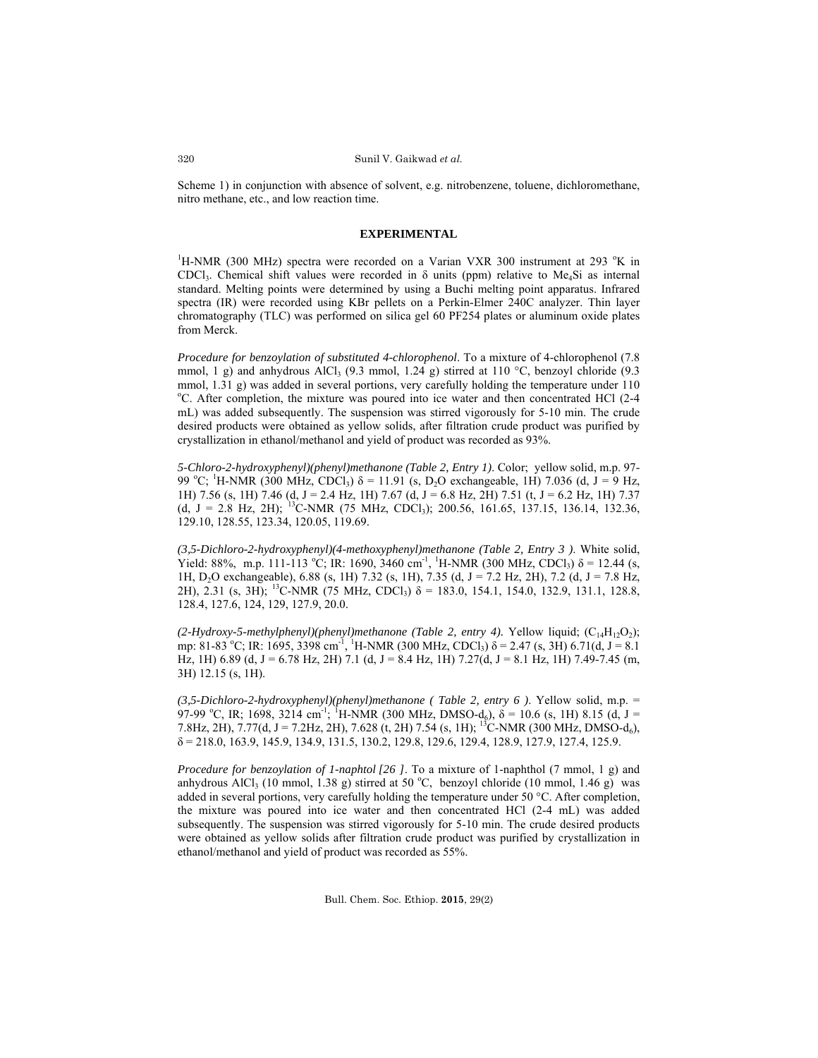Scheme 1) in conjunction with absence of solvent, e.g. nitrobenzene, toluene, dichloromethane, nitro methane, etc., and low reaction time.

## EXPERIMENTAL

$^{1}$H-NMR (300 MHz) spectra were recorded on a Varian VXR 300 instrument at 293 $^{o}$K in $CDCl_3$. Chemical shift values were recorded in δ units (ppm) relative to $Me_4Si$ as internal standard. Melting points were determined by using a Buchi melting point apparatus. Infrared spectra (IR) were recorded using KBr pellets on a Perkin-Elmer 240C analyzer. Thin layer chromatography (TLC) was performed on silica gel 60 PF254 plates or aluminum oxide plates from Merck.

*Procedure for benzoylation of substituted 4-chlorophenol*. To a mixture of 4-chlorophenol (7.8 mmol, 1 g) and anhydrous $AlCl_3$ (9.3 mmol, 1.24 g) stirred at 110 °C, benzoyl chloride (9.3 mmol, 1.31 g) was added in several portions, very carefully holding the temperature under 110 $^{o}$C. After completion, the mixture was poured into ice water and then concentrated HCl (2-4 mL) was added subsequently. The suspension was stirred vigorously for 5-10 min. The crude desired products were obtained as yellow solids, after filtration crude product was purified by crystallization in ethanol/methanol and yield of product was recorded as 93%.

*5-Chloro-2-hydroxyphenyl)(phenyl)methanone (Table 2, Entry 1)*. Color; yellow solid, m.p. 97-99 $^{o}$C; $^{1}$H-NMR (300 MHz, $CDCl_3$) δ = 11.91 (s, $D_2O$ exchangeable, 1H) 7.036 (d, J = 9 Hz, 1H) 7.56 (s, 1H) 7.46 (d, J = 2.4 Hz, 1H) 7.67 (d, J = 6.8 Hz, 2H) 7.51 (t, J = 6.2 Hz, 1H) 7.37 (d, J = 2.8 Hz, 2H); $^{13}$C-NMR (75 MHz, $CDCl_3$); 200.56, 161.65, 137.15, 136.14, 132.36, 129.10, 128.55, 123.34, 120.05, 119.69.

*(3,5-Dichloro-2-hydroxyphenyl)(4-methoxyphenyl)methanone (Table 2, Entry 3 )*. White solid, Yield: 88%, m.p. 111-113 $^{o}$C; IR: 1690, 3460 cm$^{-1}$, $^{1}$H-NMR (300 MHz, $CDCl_3$) δ = 12.44 (s, 1H, $D_2O$ exchangeable), 6.88 (s, 1H) 7.32 (s, 1H), 7.35 (d, J = 7.2 Hz, 2H), 7.2 (d, J = 7.8 Hz, 2H), 2.31 (s, 3H); $^{13}$C-NMR (75 MHz, $CDCl_3$) δ = 183.0, 154.1, 154.0, 132.9, 131.1, 128.8, 128.4, 127.6, 124, 129, 127.9, 20.0.

*(2-Hydroxy-5-methylphenyl)(phenyl)methanone (Table 2, entry 4)*. Yellow liquid; ($C_{14}H_{12}O_2$); mp: 81-83 $^{o}$C; IR: 1695, 3398 cm$^{-1}$, $^{1}$H-NMR (300 MHz, $CDCl_3$) δ = 2.47 (s, 3H) 6.71(d, J = 8.1 Hz, 1H) 6.89 (d, J = 6.78 Hz, 2H) 7.1 (d, J = 8.4 Hz, 1H) 7.27(d, J = 8.1 Hz, 1H) 7.49-7.45 (m, 3H) 12.15 (s, 1H).

*(3,5-Dichloro-2-hydroxyphenyl)(phenyl)methanone ( Table 2, entry 6 )*. Yellow solid, m.p. = 97-99 $^{o}$C, IR; 1698, 3214 cm$^{-1}$; $^{1}$H-NMR (300 MHz, DMSO-$d_6$), δ = 10.6 (s, 1H) 8.15 (d, J = 7.8Hz, 2H), 7.77(d, J = 7.2Hz, 2H), 7.628 (t, 2H) 7.54 (s, 1H); $^{13}$C-NMR (300 MHz, DMSO-$d_6$), δ = 218.0, 163.9, 145.9, 134.9, 131.5, 130.2, 129.8, 129.6, 129.4, 128.9, 127.9, 127.4, 125.9.

*Procedure for benzoylation of 1-naphtol [26 ]*. To a mixture of 1-naphthol (7 mmol, 1 g) and anhydrous $AlCl_3$ (10 mmol, 1.38 g) stirred at 50 $^{o}$C, benzoyl chloride (10 mmol, 1.46 g) was added in several portions, very carefully holding the temperature under 50 °C. After completion, the mixture was poured into ice water and then concentrated HCl (2-4 mL) was added subsequently. The suspension was stirred vigorously for 5-10 min. The crude desired products were obtained as yellow solids after filtration crude product was purified by crystallization in ethanol/methanol and yield of product was recorded as 55%.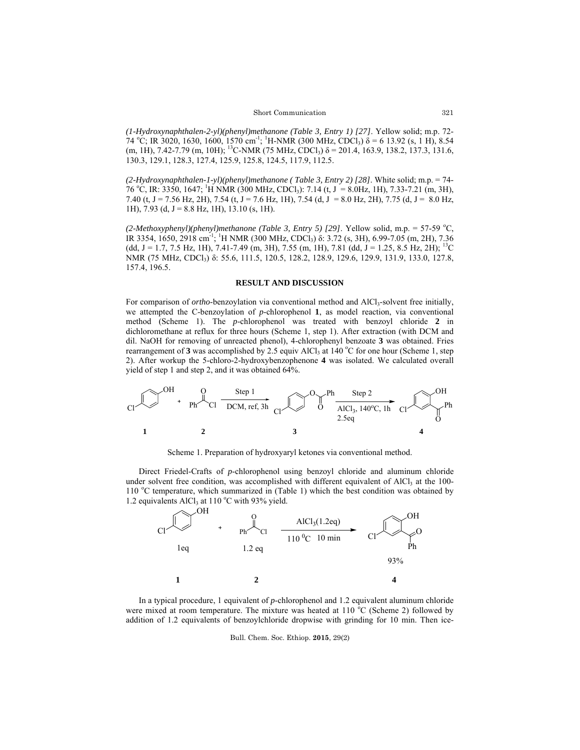*(1-Hydroxynaphthalen-2-yl)(phenyl)methanone (Table 3, Entry 1) [27]*. Yellow solid; m.p. 72-74 °C; IR 3020, 1630, 1600, 1570 cm$^{-1}$; $^1$H-NMR (300 MHz, $CDCl_3$) δ = 6 13.92 (s, 1 H), 8.54 (m, 1H), 7.42-7.79 (m, 10H); $^{13}$C-NMR (75 MHz, $CDCl_3$) δ = 201.4, 163.9, 138.2, 137.3, 131.6, 130.3, 129.1, 128.3, 127.4, 125.9, 125.8, 124.5, 117.9, 112.5.

*(2-Hydroxynaphthalen-1-yl)(phenyl)methanone ( Table 3, Entry 2) [28]*. White solid; m.p. = 74-76 °C, IR: 3350, 1647; $^1$H NMR (300 MHz, $CDCl_3$): 7.14 (t, J = 8.0Hz, 1H), 7.33-7.21 (m, 3H), 7.40 (t, J = 7.56 Hz, 2H), 7.54 (t, J = 7.6 Hz, 1H), 7.54 (d, J = 8.0 Hz, 2H), 7.75 (d, J = 8.0 Hz, 1H), 7.93 (d, J = 8.8 Hz, 1H), 13.10 (s, 1H).

*(2-Methoxyphenyl)(phenyl)methanone (Table 3, Entry 5) [29]*. Yellow solid, m.p. = 57-59 °C, IR 3354, 1650, 2918 cm$^{-1}$; $^1$H NMR (300 MHz, $CDCl_3$) δ: 3.72 (s, 3H), 6.99-7.05 (m, 2H), 7.36 (dd, J = 1.7, 7.5 Hz, 1H), 7.41-7.49 (m, 3H), 7.55 (m, 1H), 7.81 (dd, J = 1.25, 8.5 Hz, 2H); $^{13}$C NMR (75 MHz, $CDCl_3$) δ: 55.6, 111.5, 120.5, 128.2, 128.9, 129.6, 129.9, 131.9, 133.0, 127.8, 157.4, 196.5.

## RESULT AND DISCUSSION

For comparison of *ortho*-benzoylation via conventional method and $AlCl_3$-solvent free initially, we attempted the C-benzoylation of *p*-chlorophenol **1**, as model reaction, via conventional method (Scheme 1). The *p*-chlorophenol was treated with benzoyl chloride **2** in dichloromethane at reflux for three hours (Scheme 1, step 1). After extraction (with DCM and dil. NaOH for removing of unreacted phenol), 4-chlorophenyl benzoate **3** was obtained. Fries rearrangement of **3** was accomplished by 2.5 equiv $AlCl_3$ at 140 °C for one hour (Scheme 1, step 2). After workup the 5-chloro-2-hydroxybenzophenone **4** was isolated. We calculated overall yield of step 1 and step 2, and it was obtained 64%.

**1** + **2** —(Step 1: DCM, ref, 3h)→ **3** —(Step 2: $AlCl_3$, 140°C, 1h, 2.5eq)→ **4**

Scheme 1. Preparation of hydroxyaryl ketones via conventional method.

Direct Friedel-Crafts of *p*-chlorophenol using benzoyl chloride and aluminum chloride under solvent free condition, was accomplished with different equivalent of $AlCl_3$ at the 100-110 °C temperature, which summarized in (Table 1) which the best condition was obtained by 1.2 equivalents $AlCl_3$ at 110 °C with 93% yield.

**1** (1eq) + **2** (1.2 eq) —($AlCl_3$(1.2eq), 110 °C 10 min)→ **4** (93%)

In a typical procedure, 1 equivalent of *p*-chlorophenol and 1.2 equivalent aluminum chloride were mixed at room temperature. The mixture was heated at 110 °C (Scheme 2) followed by addition of 1.2 equivalents of benzoylchloride dropwise with grinding for 10 min. Then ice-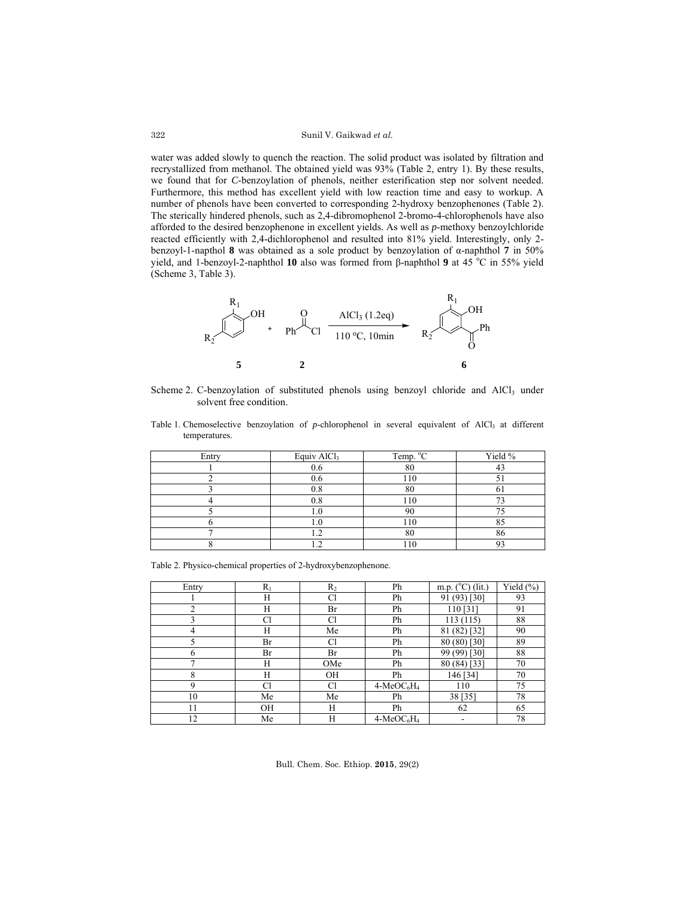water was added slowly to quench the reaction. The solid product was isolated by filtration and recrystallized from methanol. The obtained yield was 93% (Table 2, entry 1). By these results, we found that for *C*-benzoylation of phenols, neither esterification step nor solvent needed. Furthermore, this method has excellent yield with low reaction time and easy to workup. A number of phenols have been converted to corresponding 2-hydroxy benzophenones (Table 2). The sterically hindered phenols, such as 2,4-dibromophenol 2-bromo-4-chlorophenols have also afforded to the desired benzophenone in excellent yields. As well as *p*-methoxy benzoylchloride reacted efficiently with 2,4-dichlorophenol and resulted into 81% yield. Interestingly, only 2-benzoyl-1-napthol **8** was obtained as a sole product by benzoylation of α-naphthol **7** in 50% yield, and 1-benzoyl-2-naphthol **10** also was formed from β-naphthol **9** at 45 °C in 55% yield (Scheme 3, Table 3).

Scheme 2. C-benzoylation of substituted phenols using benzoyl chloride and $AlCl_3$ under solvent free condition.

Table 1. Chemoselective benzoylation of *p*-chlorophenol in several equivalent of $AlCl_3$ at different temperatures.

| Entry | Equiv $AlCl_3$ | Temp. °C | Yield % |
|---|---|---|---|
| 1 | 0.6 | 80 | 43 |
| 2 | 0.6 | 110 | 51 |
| 3 | 0.8 | 80 | 61 |
| 4 | 0.8 | 110 | 73 |
| 5 | 1.0 | 90 | 75 |
| 6 | 1.0 | 110 | 85 |
| 7 | 1.2 | 80 | 86 |
| 8 | 1.2 | 110 | 93 |

Table 2. Physico-chemical properties of 2-hydroxybenzophenone.

| Entry | $R_1$ | $R_2$ | Ph | m.p. (°C) (lit.) | Yield (%) |
|---|---|---|---|---|---|
| 1 | H | Cl | Ph | 91 (93) [30] | 93 |
| 2 | H | Br | Ph | 110 [31] | 91 |
| 3 | Cl | Cl | Ph | 113 (115) | 88 |
| 4 | H | Me | Ph | 81 (82) [32] | 90 |
| 5 | Br | Cl | Ph | 80 (80) [30] | 89 |
| 6 | Br | Br | Ph | 99 (99) [30] | 88 |
| 7 | H | OMe | Ph | 80 (84) [33] | 70 |
| 8 | H | OH | Ph | 146 [34] | 70 |
| 9 | Cl | Cl | 4-$MeOC_6H_4$ | 110 | 75 |
| 10 | Me | Me | Ph | 38 [35] | 78 |
| 11 | OH | H | Ph | 62 | 65 |
| 12 | Me | H | 4-$MeOC_6H_4$ | - | 78 |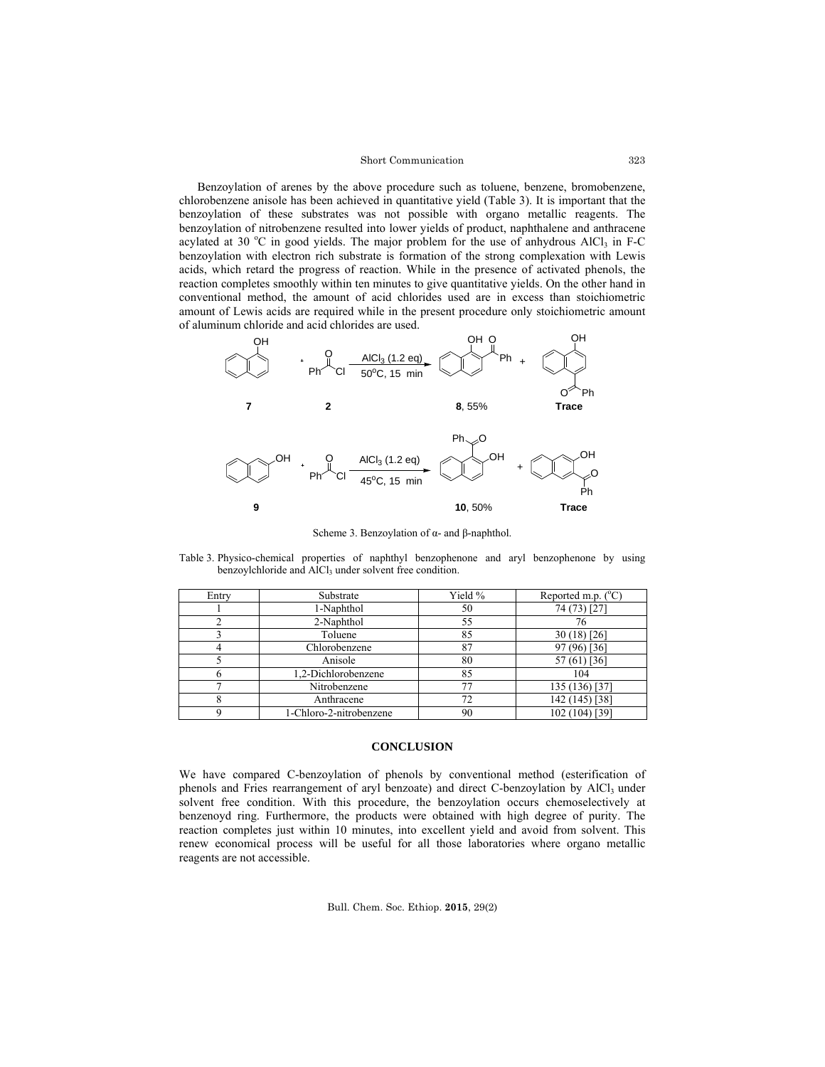Benzoylation of arenes by the above procedure such as toluene, benzene, bromobenzene, chlorobenzene anisole has been achieved in quantitative yield (Table 3). It is important that the benzoylation of these substrates was not possible with organo metallic reagents. The benzoylation of nitrobenzene resulted into lower yields of product, naphthalene and anthracene acylated at 30 °C in good yields. The major problem for the use of anhydrous $AlCl_3$ in F-C benzoylation with electron rich substrate is formation of the strong complexation with Lewis acids, which retard the progress of reaction. While in the presence of activated phenols, the reaction completes smoothly within ten minutes to give quantitative yields. On the other hand in conventional method, the amount of acid chlorides used are in excess than stoichiometric amount of Lewis acids are required while in the present procedure only stoichiometric amount of aluminum chloride and acid chlorides are used.

Scheme 3. Benzoylation of α- and β-naphthol.

Table 3. Physico-chemical properties of naphthyl benzophenone and aryl benzophenone by using benzoylchloride and $AlCl_3$ under solvent free condition.

| Entry | Substrate | Yield % | Reported m.p. (°C) |
|---|---|---|---|
| 1 | 1-Naphthol | 50 | 74 (73) [27] |
| 2 | 2-Naphthol | 55 | 76 |
| 3 | Toluene | 85 | 30 (18) [26] |
| 4 | Chlorobenzene | 87 | 97 (96) [36] |
| 5 | Anisole | 80 | 57 (61) [36] |
| 6 | 1,2-Dichlorobenzene | 85 | 104 |
| 7 | Nitrobenzene | 77 | 135 (136) [37] |
| 8 | Anthracene | 72 | 142 (145) [38] |
| 9 | 1-Chloro-2-nitrobenzene | 90 | 102 (104) [39] |

## CONCLUSION

We have compared C-benzoylation of phenols by conventional method (esterification of phenols and Fries rearrangement of aryl benzoate) and direct C-benzoylation by $AlCl_3$ under solvent free condition. With this procedure, the benzoylation occurs chemoselectively at benzenoyd ring. Furthermore, the products were obtained with high degree of purity. The reaction completes just within 10 minutes, into excellent yield and avoid from solvent. This renew economical process will be useful for all those laboratories where organo metallic reagents are not accessible.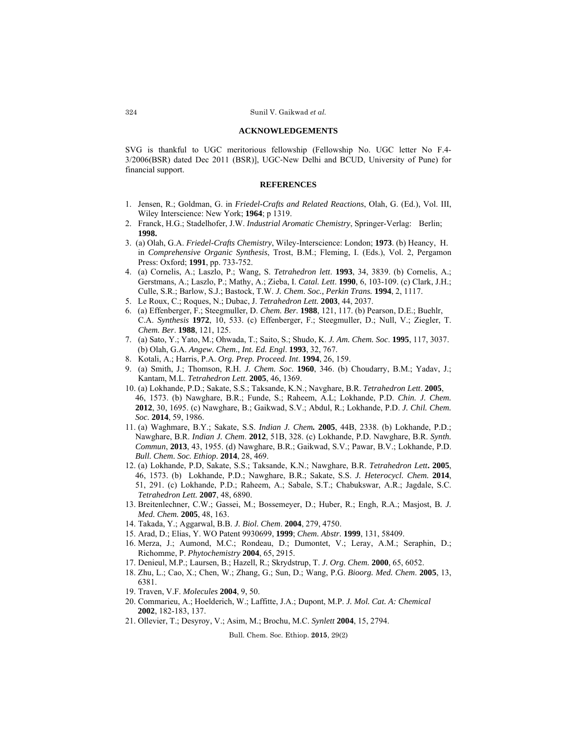## ACKNOWLEDGEMENTS

SVG is thankful to UGC meritorious fellowship (Fellowship No. UGC letter No F.4-3/2006(BSR) dated Dec 2011 (BSR)], UGC-New Delhi and BCUD, University of Pune) for financial support.

## REFERENCES

1. Jensen, R.; Goldman, G. in *Friedel-Crafts and Related Reactions*, Olah, G. (Ed.), Vol. III, Wiley Interscience: New York; **1964**; p 1319.
2. Franck, H.G.; Stadelhofer, J.W. *Industrial Aromatic Chemistry*, Springer-Verlag: Berlin; **1998.**
3. (a) Olah, G.A. *Friedel-Crafts Chemistry*, Wiley-Interscience: London; **1973**. (b) Heancy, H. in *Comprehensive Organic Synthesis*, Trost, B.M.; Fleming, I. (Eds.), Vol. 2, Pergamon Press: Oxford; **1991**, pp. 733-752.
4. (a) Cornelis, A.; Laszlo, P.; Wang, S. *Tetrahedron lett*. **1993**, 34, 3839. (b) Cornelis, A.; Gerstmans, A.; Laszlo, P.; Mathy, A.; Zieba, I. *Catal. Lett*. **1990**, 6, 103-109. (c) Clark, J.H.; Culle, S.R.; Barlow, S.J.; Bastock, T.W. *J. Chem. Soc., Perkin Trans.* **1994**, 2, 1117.
5. Le Roux, C.; Roques, N.; Dubac, J. *Tetrahedron Lett.* **2003**, 44, 2037.
6. (a) Effenberger, F.; Steegmuller, D. *Chem. Ber*. **1988**, 121, 117. (b) Pearson, D.E.; Buehlr, C.A. *Synthesis* **1972**, 10, 533. (c) Effenberger, F.; Steegmuller, D.; Null, V.; Ziegler, T. *Chem. Ber*. **1988**, 121, 125.
7. (a) Sato, Y.; Yato, M.; Ohwada, T.; Saito, S.; Shudo, K. *J. Am. Chem. Soc*. **1995**, 117, 3037. (b) Olah, G.A. *Angew. Chem., Int. Ed. Engl*. **1993**, 32, 767.
8. Kotali, A.; Harris, P.A. *Org. Prep. Proceed. Int*. **1994**, 26, 159.
9. (a) Smith, J.; Thomson, R.H. *J. Chem. Soc*. **1960**, 346. (b) Choudarry, B.M.; Yadav, J.; Kantam, M.L. *Tetrahedron Lett*. **2005**, 46, 1369.
10. (a) Lokhande, P.D.; Sakate, S.S.; Taksande, K.N.; Navghare, B.R. *Tetrahedron Lett*. **2005**, 46, 1573. (b) Nawghare, B.R.; Funde, S.; Raheem, A.L; Lokhande, P.D. *Chin. J. Chem.* **2012**, 30, 1695. (c) Nawghare, B.; Gaikwad, S.V.; Abdul, R.; Lokhande, P.D. *J. Chil. Chem. Soc.* **2014**, 59, 1986.
11. (a) Waghmare, B.Y.; Sakate, S.S. *Indian J. Chem.* **2005**, 44B, 2338. (b) Lokhande, P.D.; Nawghare, B.R. *Indian J. Chem*. **2012**, 51B, 328. (c) Lokhande, P.D. Nawghare, B.R. *Synth. Commun*, **2013**, 43, 1955. (d) Nawghare, B.R.; Gaikwad, S.V.; Pawar, B.V.; Lokhande, P.D. *Bull. Chem. Soc. Ethiop*. **2014**, 28, 469.
12. (a) Lokhande, P.D, Sakate, S.S.; Taksande, K.N.; Nawghare, B.R. *Tetrahedron Lett***. 2005**, 46, 1573. (b) Lokhande, P.D.; Nawghare, B.R.; Sakate, S.S. *J. Heterocycl. Chem.* **2014**, 51, 291. (c) Lokhande, P.D.; Raheem, A.; Sabale, S.T.; Chabukswar, A.R.; Jagdale, S.C. *Tetrahedron Lett.* **2007**, 48, 6890.
13. Breitenlechner, C.W.; Gassei, M.; Bossemeyer, D.; Huber, R.; Engh, R.A.; Masjost, B. *J. Med. Chem.* **2005**, 48, 163.
14. Takada, Y.; Aggarwal, B.B. *J. Biol. Chem*. **2004**, 279, 4750.
15. Arad, D.; Elias, Y. WO Patent 9930699, **1999**; *Chem. Abstr*. **1999**, 131, 58409.
16. Merza, J.; Aumond, M.C.; Rondeau, D.; Dumontet, V.; Leray, A.M.; Seraphin, D.; Richomme, P. *Phytochemistry* **2004**, 65, 2915.
17. Denieul, M.P.; Laursen, B.; Hazell, R.; Skrydstrup, T. *J. Org. Chem.* **2000**, 65, 6052.
18. Zhu, L.; Cao, X.; Chen, W.; Zhang, G.; Sun, D.; Wang, P.G. *Bioorg. Med. Chem*. **2005**, 13, 6381.
19. Traven, V.F. *Molecules* **2004**, 9, 50.
20. Commarieu, A.; Hoelderich, W.; Laffitte, J.A.; Dupont, M.P. *J. Mol. Cat. A: Chemical* **2002**, 182-183, 137.
21. Ollevier, T.; Desyroy, V.; Asim, M.; Brochu, M.C. *Synlett* **2004**, 15, 2794.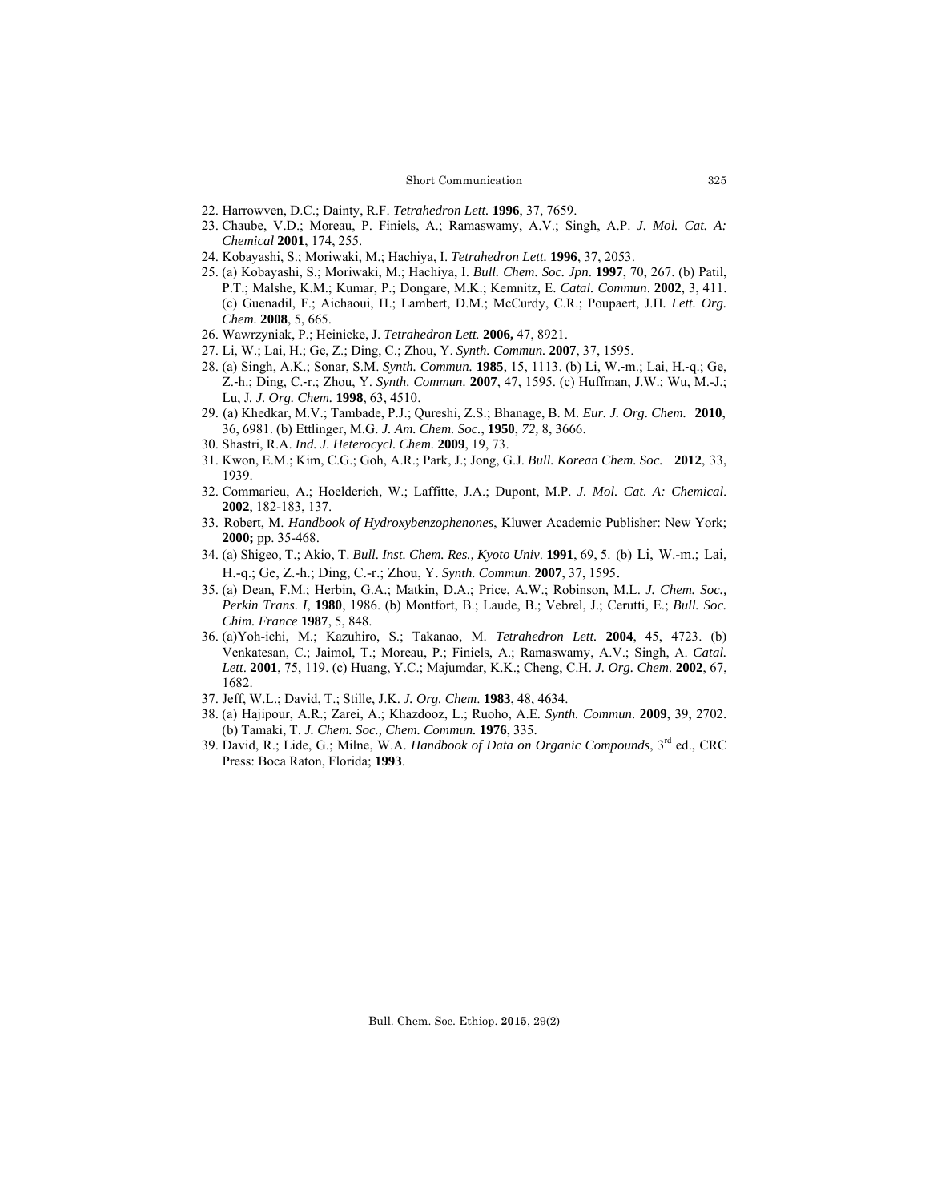22. Harrowven, D.C.; Dainty, R.F. *Tetrahedron Lett.* **1996**, 37, 7659.
23. Chaube, V.D.; Moreau, P. Finiels, A.; Ramaswamy, A.V.; Singh, A.P. *J. Mol. Cat. A: Chemical* **2001**, 174, 255.
24. Kobayashi, S.; Moriwaki, M.; Hachiya, I. *Tetrahedron Lett.* **1996**, 37, 2053.
25. (a) Kobayashi, S.; Moriwaki, M.; Hachiya, I. *Bull. Chem. Soc. Jpn*. **1997**, 70, 267. (b) Patil, P.T.; Malshe, K.M.; Kumar, P.; Dongare, M.K.; Kemnitz, E. *Catal. Commun*. **2002**, 3, 411. (c) Guenadil, F.; Aichaoui, H.; Lambert, D.M.; McCurdy, C.R.; Poupaert, J.H. *Lett. Org. Chem.* **2008**, 5, 665.
26. Wawrzyniak, P.; Heinicke, J. *Tetrahedron Lett.* **2006,** 47, 8921.
27. Li, W.; Lai, H.; Ge, Z.; Ding, C.; Zhou, Y. *Synth. Commun.* **2007**, 37, 1595.
28. (a) Singh, A.K.; Sonar, S.M. *Synth. Commun.* **1985**, 15, 1113. (b) Li, W.-m.; Lai, H.-q.; Ge, Z.-h.; Ding, C.-r.; Zhou, Y. *Synth. Commun.* **2007**, 47, 1595. (c) Huffman, J.W.; Wu, M.-J.; Lu, J. *J. Org. Chem.* **1998**, 63, 4510.
29. (a) Khedkar, M.V.; Tambade, P.J.; Qureshi, Z.S.; Bhanage, B. M. *Eur. J. Org. Chem.* **2010**, 36, 6981. (b) Ettlinger, M.G. *J. Am. Chem. Soc.*, **1950**, *72*, 8, 3666.
30. Shastri, R.A. *Ind. J. Heterocycl. Chem.* **2009**, 19, 73.
31. Kwon, E.M.; Kim, C.G.; Goh, A.R.; Park, J.; Jong, G.J. *Bull. Korean Chem. Soc.* **2012**, 33, 1939.
32. Commarieu, A.; Hoelderich, W.; Laffitte, J.A.; Dupont, M.P. *J. Mol. Cat. A: Chemical*. **2002**, 182-183, 137.
33. Robert, M. *Handbook of Hydroxybenzophenones*, Kluwer Academic Publisher: New York; **2000;** pp. 35-468.
34. (a) Shigeo, T.; Akio, T. *Bull. Inst. Chem. Res., Kyoto Univ*. **1991**, 69, 5. (b) Li, W.-m.; Lai, H.-q.; Ge, Z.-h.; Ding, C.-r.; Zhou, Y. *Synth. Commun.* **2007**, 37, 1595.
35. (a) Dean, F.M.; Herbin, G.A.; Matkin, D.A.; Price, A.W.; Robinson, M.L. *J. Chem. Soc., Perkin Trans. I*, **1980**, 1986. (b) Montfort, B.; Laude, B.; Vebrel, J.; Cerutti, E.; *Bull. Soc. Chim. France* **1987**, 5, 848.
36. (a)Yoh-ichi, M.; Kazuhiro, S.; Takanao, M. *Tetrahedron Lett.* **2004**, 45, 4723. (b) Venkatesan, C.; Jaimol, T.; Moreau, P.; Finiels, A.; Ramaswamy, A.V.; Singh, A. *Catal. Lett*. **2001**, 75, 119. (c) Huang, Y.C.; Majumdar, K.K.; Cheng, C.H. *J. Org. Chem*. **2002**, 67, 1682.
37. Jeff, W.L.; David, T.; Stille, J.K. *J. Org. Chem*. **1983**, 48, 4634.
38. (a) Hajipour, A.R.; Zarei, A.; Khazdooz, L.; Ruoho, A.E. *Synth. Commun*. **2009**, 39, 2702. (b) Tamaki, T. *J. Chem. Soc., Chem. Commun.* **1976**, 335.
39. David, R.; Lide, G.; Milne, W.A. *Handbook of Data on Organic Compounds*, 3rd ed., CRC Press: Boca Raton, Florida; **1993**.